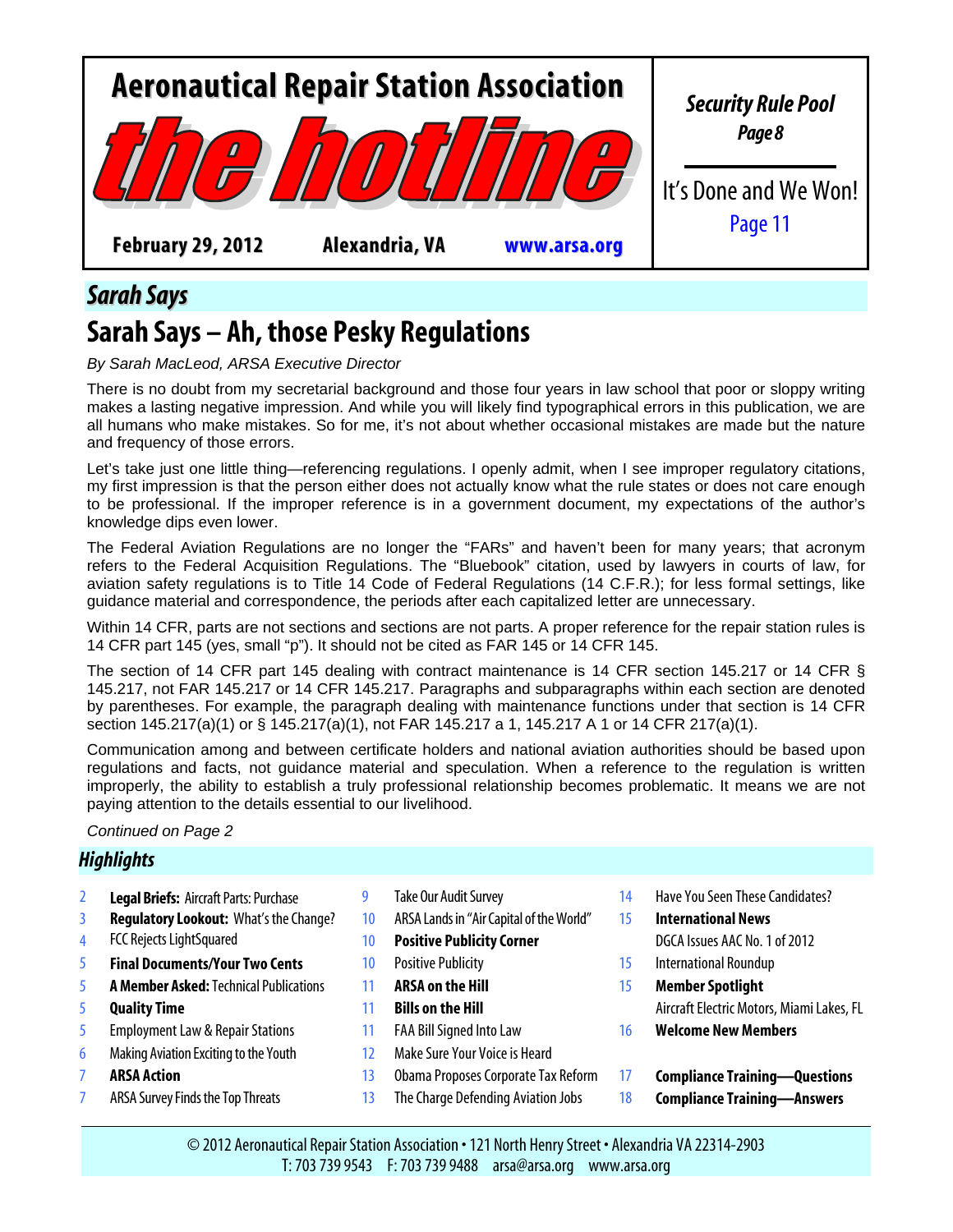# Aeronautical Repair Station Association

# the hotline

**February 29, 2012** **Alexandria, VA** **www.arsa.org**

***Security Rule Pool***
***Page 8***

It's Done and We Won!
Page 11

## *Sarah Says*

## Sarah Says – Ah, those Pesky Regulations

*By Sarah MacLeod, ARSA Executive Director*

There is no doubt from my secretarial background and those four years in law school that poor or sloppy writing makes a lasting negative impression. And while you will likely find typographical errors in this publication, we are all humans who make mistakes. So for me, it's not about whether occasional mistakes are made but the nature and frequency of those errors.

Let's take just one little thing—referencing regulations. I openly admit, when I see improper regulatory citations, my first impression is that the person either does not actually know what the rule states or does not care enough to be professional. If the improper reference is in a government document, my expectations of the author's knowledge dips even lower.

The Federal Aviation Regulations are no longer the "FARs" and haven't been for many years; that acronym refers to the Federal Acquisition Regulations. The "Bluebook" citation, used by lawyers in courts of law, for aviation safety regulations is to Title 14 Code of Federal Regulations (14 C.F.R.); for less formal settings, like guidance material and correspondence, the periods after each capitalized letter are unnecessary.

Within 14 CFR, parts are not sections and sections are not parts. A proper reference for the repair station rules is 14 CFR part 145 (yes, small "p"). It should not be cited as FAR 145 or 14 CFR 145.

The section of 14 CFR part 145 dealing with contract maintenance is 14 CFR section 145.217 or 14 CFR § 145.217, not FAR 145.217 or 14 CFR 145.217. Paragraphs and subparagraphs within each section are denoted by parentheses. For example, the paragraph dealing with maintenance functions under that section is 14 CFR section 145.217(a)(1) or § 145.217(a)(1), not FAR 145.217 a 1, 145.217 A 1 or 14 CFR 217(a)(1).

Communication among and between certificate holders and national aviation authorities should be based upon regulations and facts, not guidance material and speculation. When a reference to the regulation is written improperly, the ability to establish a truly professional relationship becomes problematic. It means we are not paying attention to the details essential to our livelihood.

*Continued on Page 2*

## *Highlights*

- 2 **Legal Briefs:** Aircraft Parts: Purchase
- 3 **Regulatory Lookout:** What's the Change?
- 4 FCC Rejects LightSquared
- 5 **Final Documents/Your Two Cents**
- 5 **A Member Asked:** Technical Publications
- 5 **Quality Time**
- 5 Employment Law & Repair Stations
- 6 Making Aviation Exciting to the Youth
- 7 **ARSA Action**
- 7 ARSA Survey Finds the Top Threats
- 9 Take Our Audit Survey
- 10 ARSA Lands in "Air Capital of the World"
- 10 **Positive Publicity Corner**
- 10 Positive Publicity
- 11 **ARSA on the Hill**
- 11 **Bills on the Hill**
- 11 FAA Bill Signed Into Law
- 12 Make Sure Your Voice is Heard
- 13 Obama Proposes Corporate Tax Reform
- 13 The Charge Defending Aviation Jobs
- 14 Have You Seen These Candidates?
- 15 **International News**
  DGCA Issues AAC No. 1 of 2012
- 15 International Roundup
- 15 **Member Spotlight**
  Aircraft Electric Motors, Miami Lakes, FL
- 16 **Welcome New Members**
- 17 **Compliance Training—Questions**
- 18 **Compliance Training—Answers**

© 2012 Aeronautical Repair Station Association • 121 North Henry Street • Alexandria VA 22314-2903
T: 703 739 9543 F: 703 739 9488 arsa@arsa.org www.arsa.org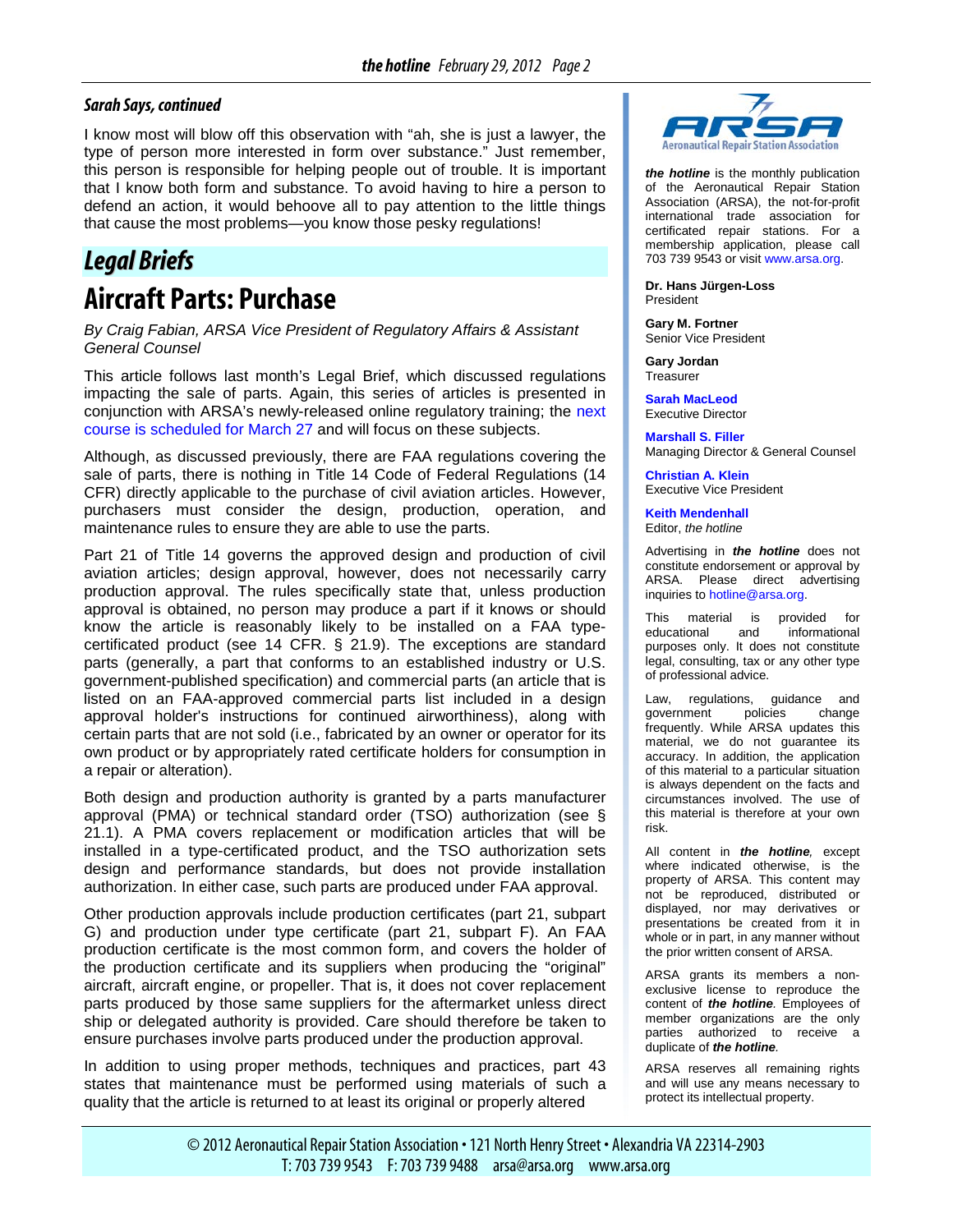### Sarah Says, continued

I know most will blow off this observation with "ah, she is just a lawyer, the type of person more interested in form over substance." Just remember, this person is responsible for helping people out of trouble. It is important that I know both form and substance. To avoid having to hire a person to defend an action, it would behoove all to pay attention to the little things that cause the most problems—you know those pesky regulations!

## Legal Briefs

# Aircraft Parts: Purchase

*By Craig Fabian, ARSA Vice President of Regulatory Affairs & Assistant General Counsel*

This article follows last month's Legal Brief, which discussed regulations impacting the sale of parts. Again, this series of articles is presented in conjunction with ARSA's newly-released online regulatory training; the next course is scheduled for March 27 and will focus on these subjects.

Although, as discussed previously, there are FAA regulations covering the sale of parts, there is nothing in Title 14 Code of Federal Regulations (14 CFR) directly applicable to the purchase of civil aviation articles. However, purchasers must consider the design, production, operation, and maintenance rules to ensure they are able to use the parts.

Part 21 of Title 14 governs the approved design and production of civil aviation articles; design approval, however, does not necessarily carry production approval. The rules specifically state that, unless production approval is obtained, no person may produce a part if it knows or should know the article is reasonably likely to be installed on a FAA type-certificated product (see 14 CFR. § 21.9). The exceptions are standard parts (generally, a part that conforms to an established industry or U.S. government-published specification) and commercial parts (an article that is listed on an FAA-approved commercial parts list included in a design approval holder's instructions for continued airworthiness), along with certain parts that are not sold (i.e., fabricated by an owner or operator for its own product or by appropriately rated certificate holders for consumption in a repair or alteration).

Both design and production authority is granted by a parts manufacturer approval (PMA) or technical standard order (TSO) authorization (see § 21.1). A PMA covers replacement or modification articles that will be installed in a type-certificated product, and the TSO authorization sets design and performance standards, but does not provide installation authorization. In either case, such parts are produced under FAA approval.

Other production approvals include production certificates (part 21, subpart G) and production under type certificate (part 21, subpart F). An FAA production certificate is the most common form, and covers the holder of the production certificate and its suppliers when producing the "original" aircraft, aircraft engine, or propeller. That is, it does not cover replacement parts produced by those same suppliers for the aftermarket unless direct ship or delegated authority is provided. Care should therefore be taken to ensure purchases involve parts produced under the production approval.

In addition to using proper methods, techniques and practices, part 43 states that maintenance must be performed using materials of such a quality that the article is returned to at least its original or properly altered

---

ARSA — Aeronautical Repair Station Association

***the hotline*** is the monthly publication of the Aeronautical Repair Station Association (ARSA), the not-for-profit international trade association for certificated repair stations. For a membership application, please call 703 739 9543 or visit www.arsa.org.

**Dr. Hans Jürgen-Loss**
President

**Gary M. Fortner**
Senior Vice President

**Gary Jordan**
Treasurer

**Sarah MacLeod**
Executive Director

**Marshall S. Filler**
Managing Director & General Counsel

**Christian A. Klein**
Executive Vice President

**Keith Mendenhall**
Editor, *the hotline*

Advertising in ***the hotline*** does not constitute endorsement or approval by ARSA. Please direct advertising inquiries to hotline@arsa.org.

This material is provided for educational and informational purposes only. It does not constitute legal, consulting, tax or any other type of professional advice.

Law, regulations, guidance and government policies change frequently. While ARSA updates this material, we do not guarantee its accuracy. In addition, the application of this material to a particular situation is always dependent on the facts and circumstances involved. The use of this material is therefore at your own risk.

All content in ***the hotline****,* except where indicated otherwise, is the property of ARSA. This content may not be reproduced, distributed or displayed, nor may derivatives or presentations be created from it in whole or in part, in any manner without the prior written consent of ARSA.

ARSA grants its members a non-exclusive license to reproduce the content of ***the hotline****.* Employees of member organizations are the only parties authorized to receive a duplicate of ***the hotline****.*

ARSA reserves all remaining rights and will use any means necessary to protect its intellectual property.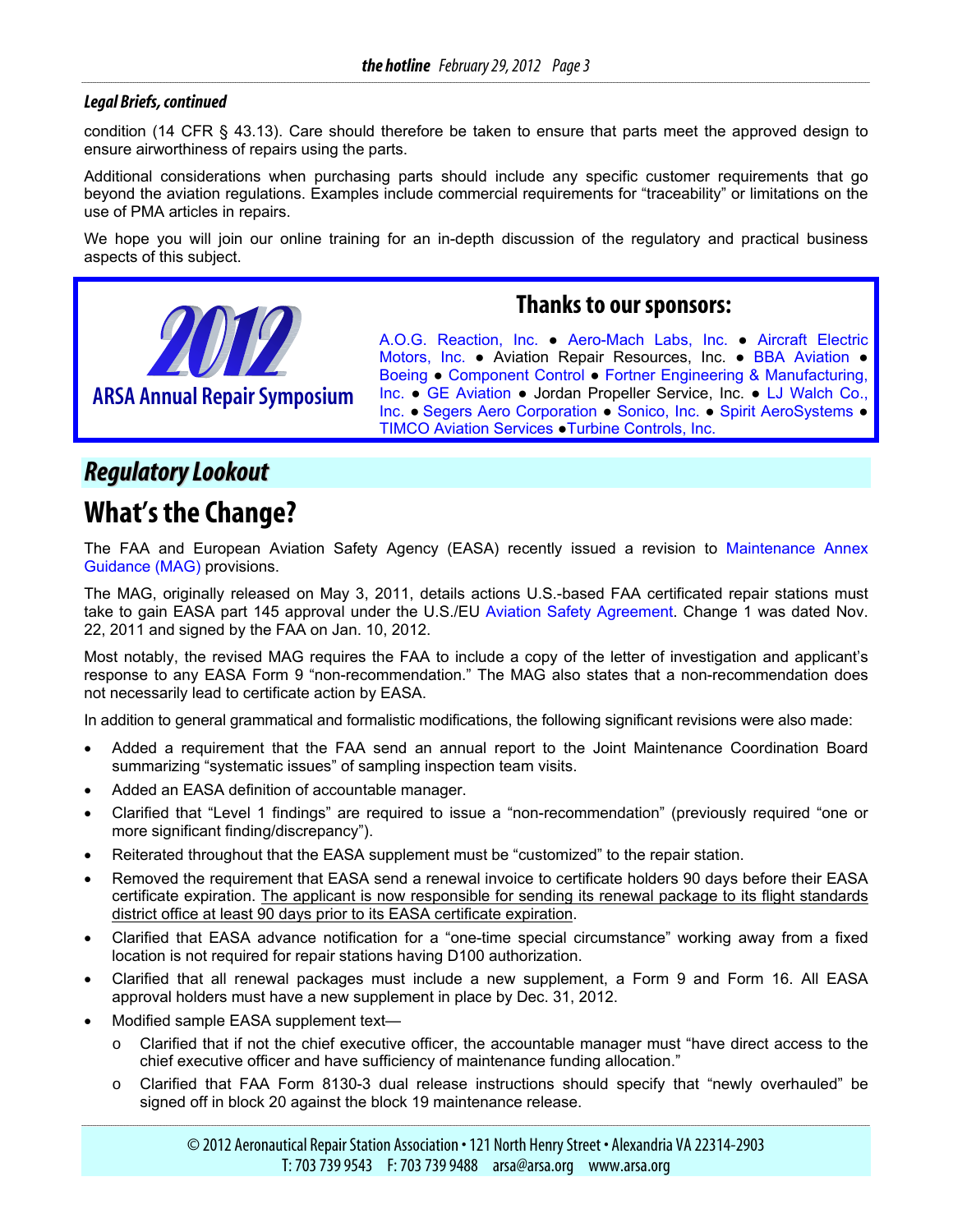***Legal Briefs, continued***

condition (14 CFR § 43.13). Care should therefore be taken to ensure that parts meet the approved design to ensure airworthiness of repairs using the parts.

Additional considerations when purchasing parts should include any specific customer requirements that go beyond the aviation regulations. Examples include commercial requirements for "traceability" or limitations on the use of PMA articles in repairs.

We hope you will join our online training for an in-depth discussion of the regulatory and practical business aspects of this subject.

**2012**

**ARSA Annual Repair Symposium**

**Thanks to our sponsors:**

A.O.G. Reaction, Inc. ● Aero-Mach Labs, Inc. ● Aircraft Electric Motors, Inc. ● Aviation Repair Resources, Inc. ● BBA Aviation ● Boeing ● Component Control ● Fortner Engineering & Manufacturing, Inc. ● GE Aviation ● Jordan Propeller Service, Inc. ● LJ Walch Co., Inc. ● Segers Aero Corporation ● Sonico, Inc. ● Spirit AeroSystems ● TIMCO Aviation Services ●Turbine Controls, Inc.

## *Regulatory Lookout*

# What's the Change?

The FAA and European Aviation Safety Agency (EASA) recently issued a revision to Maintenance Annex Guidance (MAG) provisions.

The MAG, originally released on May 3, 2011, details actions U.S.-based FAA certificated repair stations must take to gain EASA part 145 approval under the U.S./EU Aviation Safety Agreement. Change 1 was dated Nov. 22, 2011 and signed by the FAA on Jan. 10, 2012.

Most notably, the revised MAG requires the FAA to include a copy of the letter of investigation and applicant's response to any EASA Form 9 "non-recommendation." The MAG also states that a non-recommendation does not necessarily lead to certificate action by EASA.

In addition to general grammatical and formalistic modifications, the following significant revisions were also made:

- Added a requirement that the FAA send an annual report to the Joint Maintenance Coordination Board summarizing "systematic issues" of sampling inspection team visits.
- Added an EASA definition of accountable manager.
- Clarified that "Level 1 findings" are required to issue a "non-recommendation" (previously required "one or more significant finding/discrepancy").
- Reiterated throughout that the EASA supplement must be "customized" to the repair station.
- Removed the requirement that EASA send a renewal invoice to certificate holders 90 days before their EASA certificate expiration. <u>The applicant is now responsible for sending its renewal package to its flight standards district office at least 90 days prior to its EASA certificate expiration</u>.
- Clarified that EASA advance notification for a "one-time special circumstance" working away from a fixed location is not required for repair stations having D100 authorization.
- Clarified that all renewal packages must include a new supplement, a Form 9 and Form 16. All EASA approval holders must have a new supplement in place by Dec. 31, 2012.
- Modified sample EASA supplement text—
  - Clarified that if not the chief executive officer, the accountable manager must "have direct access to the chief executive officer and have sufficiency of maintenance funding allocation."
  - Clarified that FAA Form 8130-3 dual release instructions should specify that "newly overhauled" be signed off in block 20 against the block 19 maintenance release.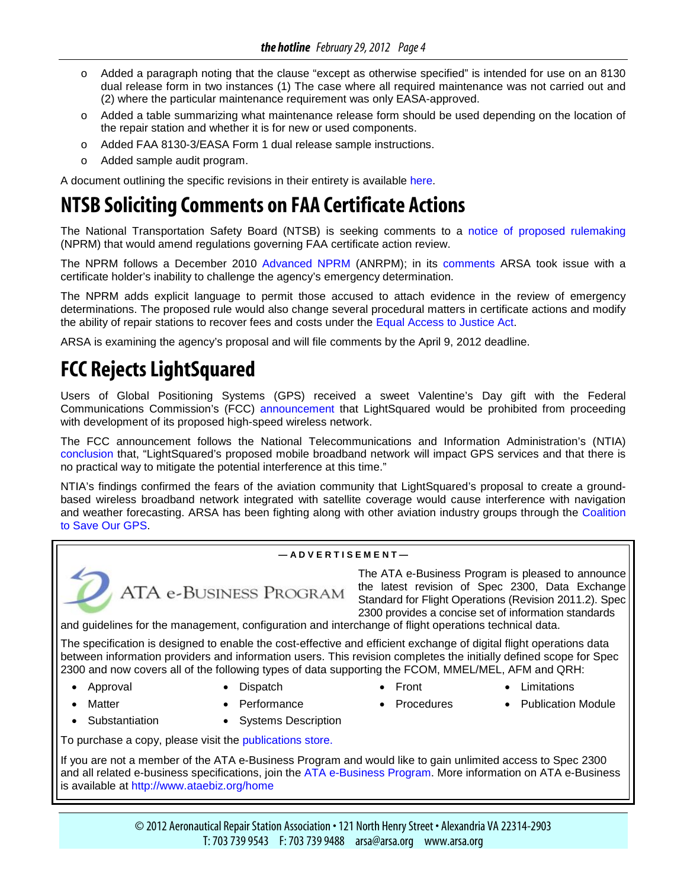- Added a paragraph noting that the clause "except as otherwise specified" is intended for use on an 8130 dual release form in two instances (1) The case where all required maintenance was not carried out and (2) where the particular maintenance requirement was only EASA-approved.
- Added a table summarizing what maintenance release form should be used depending on the location of the repair station and whether it is for new or used components.
- Added FAA 8130-3/EASA Form 1 dual release sample instructions.
- Added sample audit program.

A document outlining the specific revisions in their entirety is available here.

# NTSB Soliciting Comments on FAA Certificate Actions

The National Transportation Safety Board (NTSB) is seeking comments to a notice of proposed rulemaking (NPRM) that would amend regulations governing FAA certificate action review.

The NPRM follows a December 2010 Advanced NPRM (ANRPM); in its comments ARSA took issue with a certificate holder's inability to challenge the agency's emergency determination.

The NPRM adds explicit language to permit those accused to attach evidence in the review of emergency determinations. The proposed rule would also change several procedural matters in certificate actions and modify the ability of repair stations to recover fees and costs under the Equal Access to Justice Act.

ARSA is examining the agency's proposal and will file comments by the April 9, 2012 deadline.

# FCC Rejects LightSquared

Users of Global Positioning Systems (GPS) received a sweet Valentine's Day gift with the Federal Communications Commission's (FCC) announcement that LightSquared would be prohibited from proceeding with development of its proposed high-speed wireless network.

The FCC announcement follows the National Telecommunications and Information Administration's (NTIA) conclusion that, "LightSquared's proposed mobile broadband network will impact GPS services and that there is no practical way to mitigate the potential interference at this time."

NTIA's findings confirmed the fears of the aviation community that LightSquared's proposal to create a ground-based wireless broadband network integrated with satellite coverage would cause interference with navigation and weather forecasting. ARSA has been fighting along with other aviation industry groups through the Coalition to Save Our GPS.

—ADVERTISEMENT—

ATA e-BUSINESS PROGRAM

The ATA e-Business Program is pleased to announce the latest revision of Spec 2300, Data Exchange Standard for Flight Operations (Revision 2011.2). Spec 2300 provides a concise set of information standards and guidelines for the management, configuration and interchange of flight operations technical data.

The specification is designed to enable the cost-effective and efficient exchange of digital flight operations data between information providers and information users. This revision completes the initially defined scope for Spec 2300 and now covers all of the following types of data supporting the FCOM, MMEL/MEL, AFM and QRH:

- Approval
- Dispatch
- Front
- Limitations
- Matter
- Performance
- Procedures
- Publication Module
- Substantiation
- Systems Description

To purchase a copy, please visit the publications store.

If you are not a member of the ATA e-Business Program and would like to gain unlimited access to Spec 2300 and all related e-business specifications, join the ATA e-Business Program. More information on ATA e-Business is available at http://www.ataebiz.org/home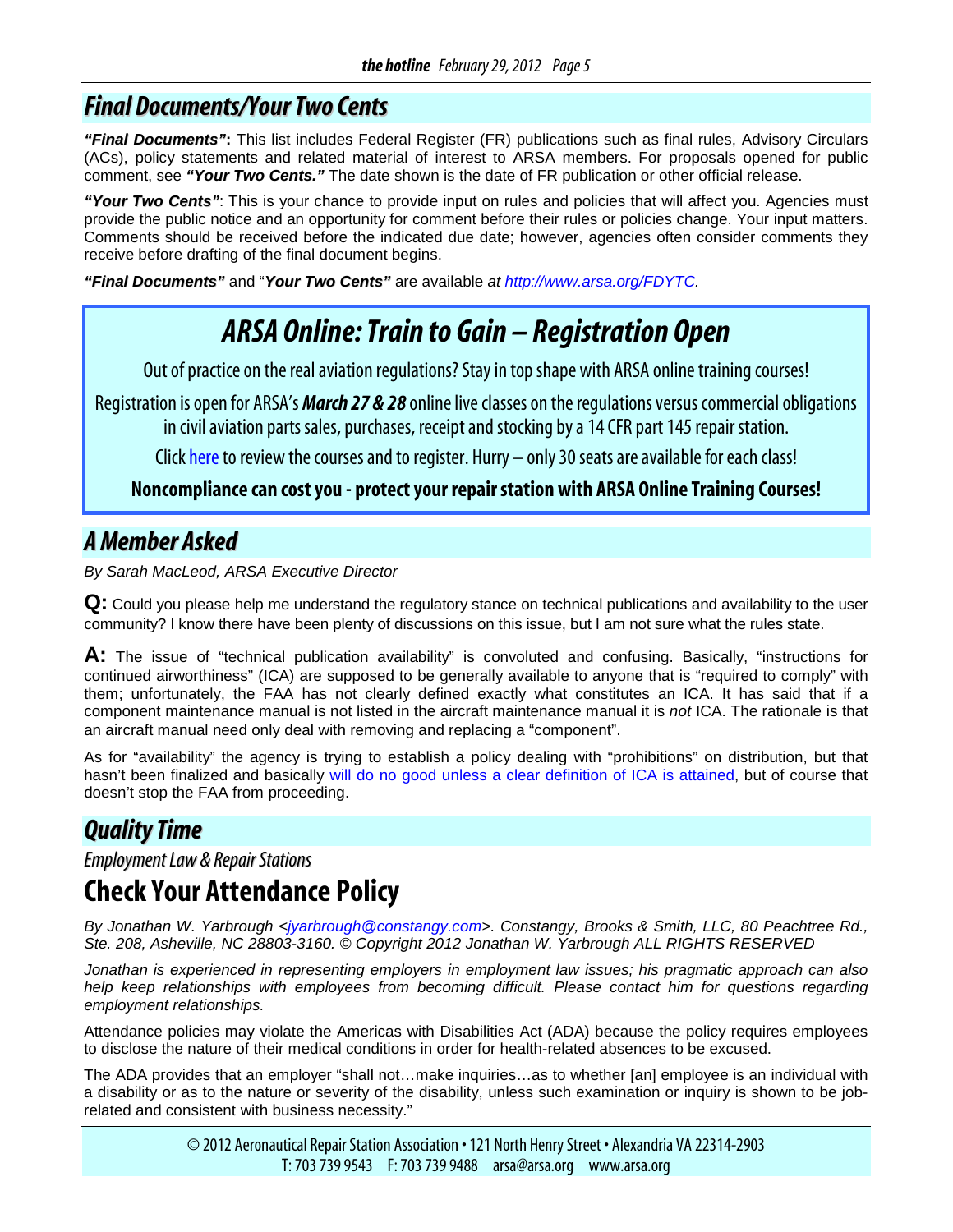## *Final Documents/Your Two Cents*

***"Final Documents"*:** This list includes Federal Register (FR) publications such as final rules, Advisory Circulars (ACs), policy statements and related material of interest to ARSA members. For proposals opened for public comment, see ***"Your Two Cents."*** The date shown is the date of FR publication or other official release.

***"Your Two Cents"***: This is your chance to provide input on rules and policies that will affect you. Agencies must provide the public notice and an opportunity for comment before their rules or policies change. Your input matters. Comments should be received before the indicated due date; however, agencies often consider comments they receive before drafting of the final document begins.

***"Final Documents"*** and "***Your Two Cents"*** are available *at http://www.arsa.org/FDYTC.*

## *ARSA Online: Train to Gain – Registration Open*

Out of practice on the real aviation regulations? Stay in top shape with ARSA online training courses!

Registration is open for ARSA's ***March 27 & 28*** online live classes on the regulations versus commercial obligations in civil aviation parts sales, purchases, receipt and stocking by a 14 CFR part 145 repair station.

Click here to review the courses and to register. Hurry – only 30 seats are available for each class!

**Noncompliance can cost you - protect your repair station with ARSA Online Training Courses!**

## *A Member Asked*

*By Sarah MacLeod, ARSA Executive Director*

**Q:** Could you please help me understand the regulatory stance on technical publications and availability to the user community? I know there have been plenty of discussions on this issue, but I am not sure what the rules state.

**A:** The issue of "technical publication availability" is convoluted and confusing. Basically, "instructions for continued airworthiness" (ICA) are supposed to be generally available to anyone that is "required to comply" with them; unfortunately, the FAA has not clearly defined exactly what constitutes an ICA. It has said that if a component maintenance manual is not listed in the aircraft maintenance manual it is *not* ICA. The rationale is that an aircraft manual need only deal with removing and replacing a "component".

As for "availability" the agency is trying to establish a policy dealing with "prohibitions" on distribution, but that hasn't been finalized and basically will do no good unless a clear definition of ICA is attained, but of course that doesn't stop the FAA from proceeding.

## *Quality Time*

*Employment Law & Repair Stations*

### Check Your Attendance Policy

*By Jonathan W. Yarbrough <jyarbrough@constangy.com>. Constangy, Brooks & Smith, LLC, 80 Peachtree Rd., Ste. 208, Asheville, NC 28803-3160. © Copyright 2012 Jonathan W. Yarbrough ALL RIGHTS RESERVED*

*Jonathan is experienced in representing employers in employment law issues; his pragmatic approach can also help keep relationships with employees from becoming difficult. Please contact him for questions regarding employment relationships.*

Attendance policies may violate the Americas with Disabilities Act (ADA) because the policy requires employees to disclose the nature of their medical conditions in order for health-related absences to be excused.

The ADA provides that an employer "shall not…make inquiries…as to whether [an] employee is an individual with a disability or as to the nature or severity of the disability, unless such examination or inquiry is shown to be job-related and consistent with business necessity."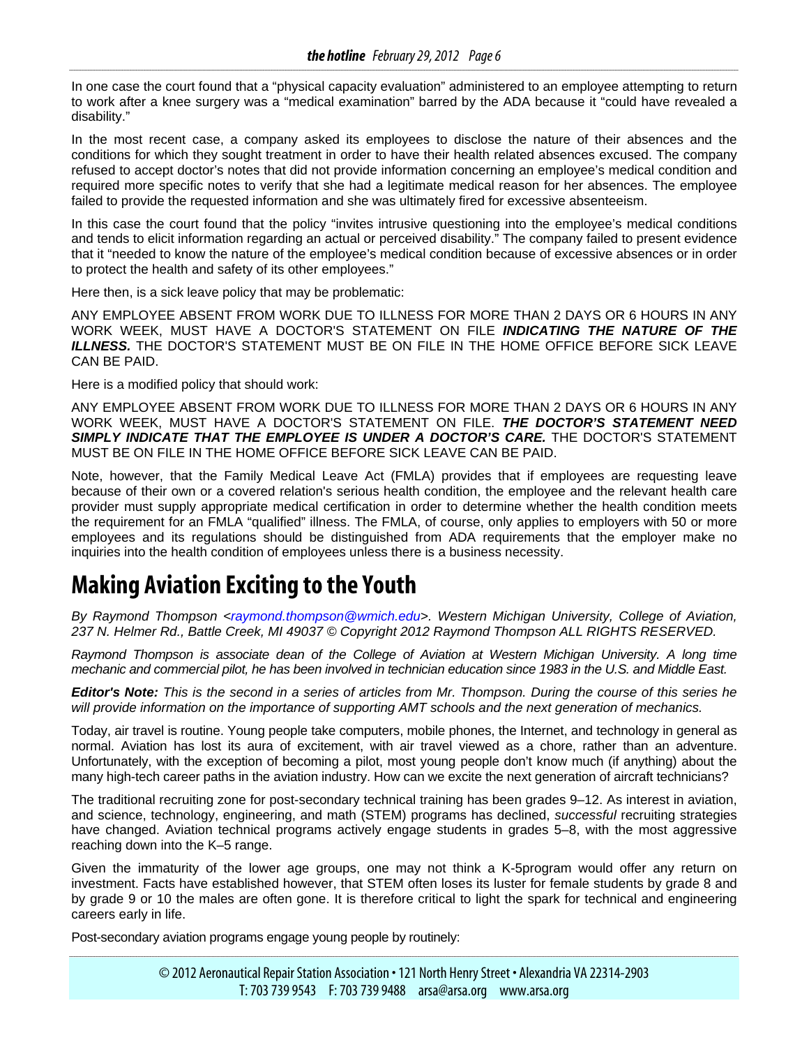In one case the court found that a "physical capacity evaluation" administered to an employee attempting to return to work after a knee surgery was a "medical examination" barred by the ADA because it "could have revealed a disability."

In the most recent case, a company asked its employees to disclose the nature of their absences and the conditions for which they sought treatment in order to have their health related absences excused. The company refused to accept doctor's notes that did not provide information concerning an employee's medical condition and required more specific notes to verify that she had a legitimate medical reason for her absences. The employee failed to provide the requested information and she was ultimately fired for excessive absenteeism.

In this case the court found that the policy "invites intrusive questioning into the employee's medical conditions and tends to elicit information regarding an actual or perceived disability." The company failed to present evidence that it "needed to know the nature of the employee's medical condition because of excessive absences or in order to protect the health and safety of its other employees."

Here then, is a sick leave policy that may be problematic:

ANY EMPLOYEE ABSENT FROM WORK DUE TO ILLNESS FOR MORE THAN 2 DAYS OR 6 HOURS IN ANY WORK WEEK, MUST HAVE A DOCTOR'S STATEMENT ON FILE ***INDICATING THE NATURE OF THE ILLNESS.*** THE DOCTOR'S STATEMENT MUST BE ON FILE IN THE HOME OFFICE BEFORE SICK LEAVE CAN BE PAID.

Here is a modified policy that should work:

ANY EMPLOYEE ABSENT FROM WORK DUE TO ILLNESS FOR MORE THAN 2 DAYS OR 6 HOURS IN ANY WORK WEEK, MUST HAVE A DOCTOR'S STATEMENT ON FILE. ***THE DOCTOR'S STATEMENT NEED SIMPLY INDICATE THAT THE EMPLOYEE IS UNDER A DOCTOR'S CARE.*** THE DOCTOR'S STATEMENT MUST BE ON FILE IN THE HOME OFFICE BEFORE SICK LEAVE CAN BE PAID.

Note, however, that the Family Medical Leave Act (FMLA) provides that if employees are requesting leave because of their own or a covered relation's serious health condition, the employee and the relevant health care provider must supply appropriate medical certification in order to determine whether the health condition meets the requirement for an FMLA "qualified" illness. The FMLA, of course, only applies to employers with 50 or more employees and its regulations should be distinguished from ADA requirements that the employer make no inquiries into the health condition of employees unless there is a business necessity.

# Making Aviation Exciting to the Youth

*By Raymond Thompson <raymond.thompson@wmich.edu>. Western Michigan University, College of Aviation, 237 N. Helmer Rd., Battle Creek, MI 49037 © Copyright 2012 Raymond Thompson ALL RIGHTS RESERVED.*

*Raymond Thompson is associate dean of the College of Aviation at Western Michigan University. A long time mechanic and commercial pilot, he has been involved in technician education since 1983 in the U.S. and Middle East.*

***Editor's Note:*** *This is the second in a series of articles from Mr. Thompson. During the course of this series he will provide information on the importance of supporting AMT schools and the next generation of mechanics.*

Today, air travel is routine. Young people take computers, mobile phones, the Internet, and technology in general as normal. Aviation has lost its aura of excitement, with air travel viewed as a chore, rather than an adventure. Unfortunately, with the exception of becoming a pilot, most young people don't know much (if anything) about the many high-tech career paths in the aviation industry. How can we excite the next generation of aircraft technicians?

The traditional recruiting zone for post-secondary technical training has been grades 9–12. As interest in aviation, and science, technology, engineering, and math (STEM) programs has declined, *successful* recruiting strategies have changed. Aviation technical programs actively engage students in grades 5–8, with the most aggressive reaching down into the K–5 range.

Given the immaturity of the lower age groups, one may not think a K-5program would offer any return on investment. Facts have established however, that STEM often loses its luster for female students by grade 8 and by grade 9 or 10 the males are often gone. It is therefore critical to light the spark for technical and engineering careers early in life.

Post-secondary aviation programs engage young people by routinely: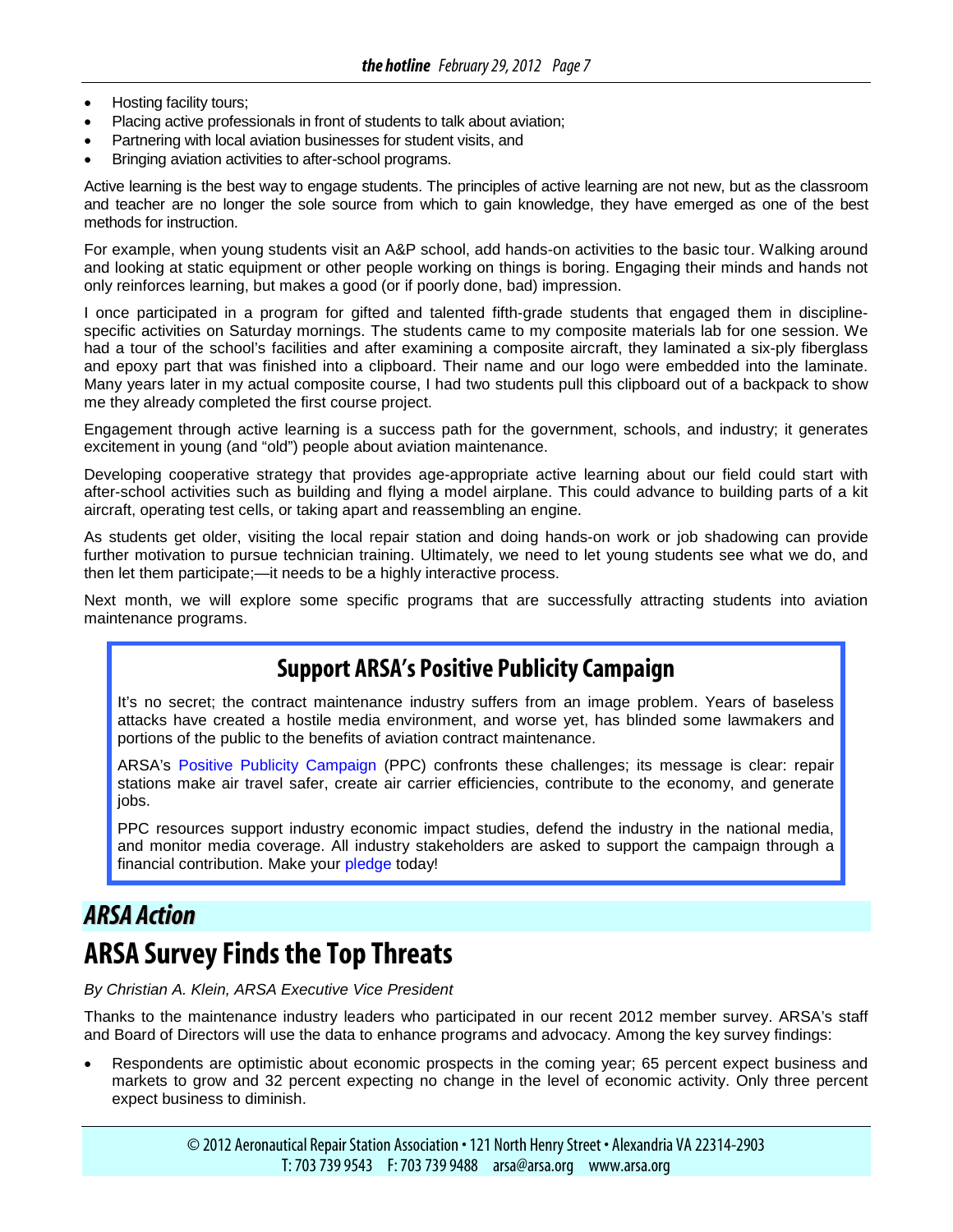- Hosting facility tours;
- Placing active professionals in front of students to talk about aviation;
- Partnering with local aviation businesses for student visits, and
- Bringing aviation activities to after-school programs.

Active learning is the best way to engage students. The principles of active learning are not new, but as the classroom and teacher are no longer the sole source from which to gain knowledge, they have emerged as one of the best methods for instruction.

For example, when young students visit an A&P school, add hands-on activities to the basic tour. Walking around and looking at static equipment or other people working on things is boring. Engaging their minds and hands not only reinforces learning, but makes a good (or if poorly done, bad) impression.

I once participated in a program for gifted and talented fifth-grade students that engaged them in discipline-specific activities on Saturday mornings. The students came to my composite materials lab for one session. We had a tour of the school's facilities and after examining a composite aircraft, they laminated a six-ply fiberglass and epoxy part that was finished into a clipboard. Their name and our logo were embedded into the laminate. Many years later in my actual composite course, I had two students pull this clipboard out of a backpack to show me they already completed the first course project.

Engagement through active learning is a success path for the government, schools, and industry; it generates excitement in young (and "old") people about aviation maintenance.

Developing cooperative strategy that provides age-appropriate active learning about our field could start with after-school activities such as building and flying a model airplane. This could advance to building parts of a kit aircraft, operating test cells, or taking apart and reassembling an engine.

As students get older, visiting the local repair station and doing hands-on work or job shadowing can provide further motivation to pursue technician training. Ultimately, we need to let young students see what we do, and then let them participate;—it needs to be a highly interactive process.

Next month, we will explore some specific programs that are successfully attracting students into aviation maintenance programs.

## Support ARSA's Positive Publicity Campaign

It's no secret; the contract maintenance industry suffers from an image problem. Years of baseless attacks have created a hostile media environment, and worse yet, has blinded some lawmakers and portions of the public to the benefits of aviation contract maintenance.

ARSA's Positive Publicity Campaign (PPC) confronts these challenges; its message is clear: repair stations make air travel safer, create air carrier efficiencies, contribute to the economy, and generate jobs.

PPC resources support industry economic impact studies, defend the industry in the national media, and monitor media coverage. All industry stakeholders are asked to support the campaign through a financial contribution. Make your pledge today!

## *ARSA Action*

# ARSA Survey Finds the Top Threats

*By Christian A. Klein, ARSA Executive Vice President*

Thanks to the maintenance industry leaders who participated in our recent 2012 member survey. ARSA's staff and Board of Directors will use the data to enhance programs and advocacy. Among the key survey findings:

- Respondents are optimistic about economic prospects in the coming year; 65 percent expect business and markets to grow and 32 percent expecting no change in the level of economic activity. Only three percent expect business to diminish.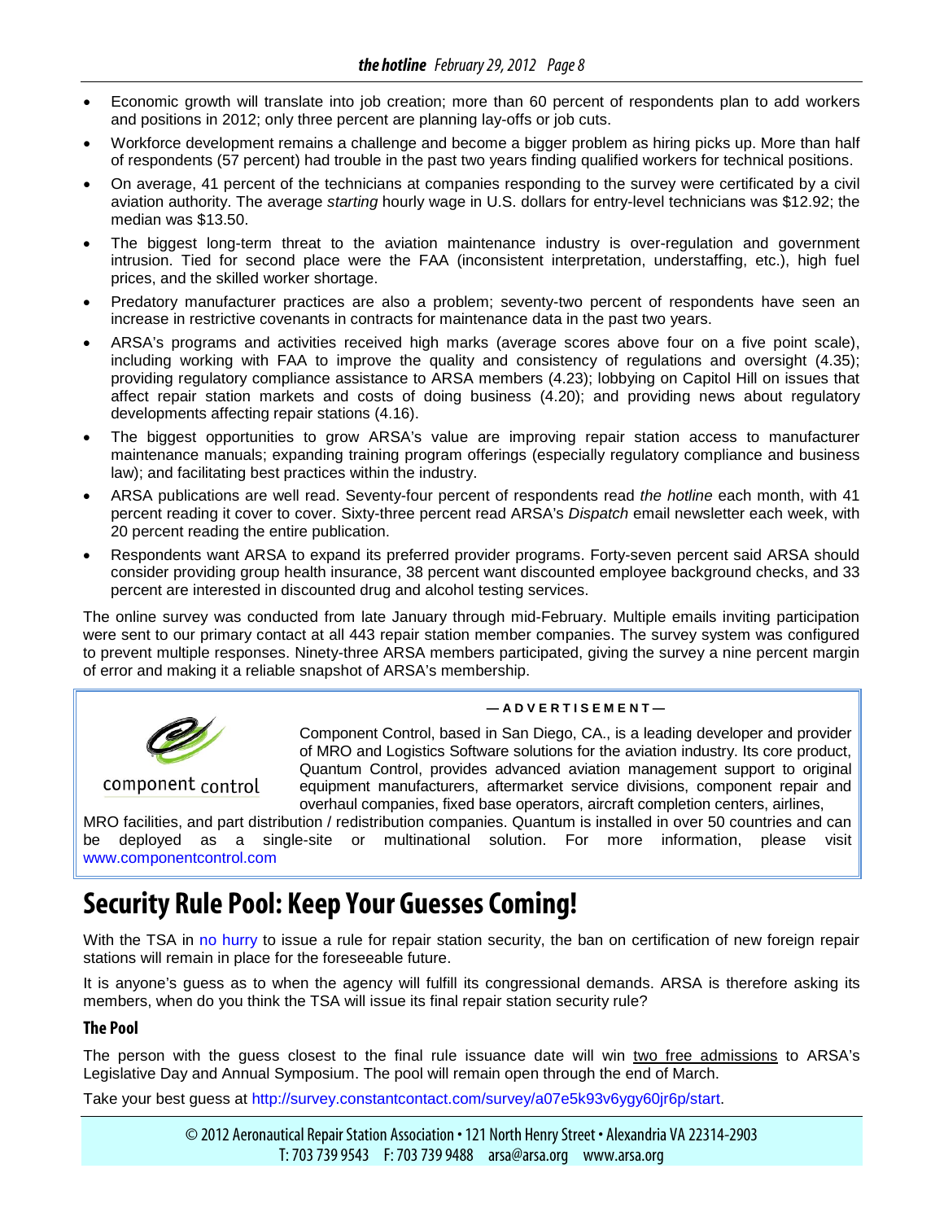- Economic growth will translate into job creation; more than 60 percent of respondents plan to add workers and positions in 2012; only three percent are planning lay-offs or job cuts.
- Workforce development remains a challenge and become a bigger problem as hiring picks up. More than half of respondents (57 percent) had trouble in the past two years finding qualified workers for technical positions.
- On average, 41 percent of the technicians at companies responding to the survey were certificated by a civil aviation authority. The average *starting* hourly wage in U.S. dollars for entry-level technicians was $12.92; the median was $13.50.
- The biggest long-term threat to the aviation maintenance industry is over-regulation and government intrusion. Tied for second place were the FAA (inconsistent interpretation, understaffing, etc.), high fuel prices, and the skilled worker shortage.
- Predatory manufacturer practices are also a problem; seventy-two percent of respondents have seen an increase in restrictive covenants in contracts for maintenance data in the past two years.
- ARSA's programs and activities received high marks (average scores above four on a five point scale), including working with FAA to improve the quality and consistency of regulations and oversight (4.35); providing regulatory compliance assistance to ARSA members (4.23); lobbying on Capitol Hill on issues that affect repair station markets and costs of doing business (4.20); and providing news about regulatory developments affecting repair stations (4.16).
- The biggest opportunities to grow ARSA's value are improving repair station access to manufacturer maintenance manuals; expanding training program offerings (especially regulatory compliance and business law); and facilitating best practices within the industry.
- ARSA publications are well read. Seventy-four percent of respondents read *the hotline* each month, with 41 percent reading it cover to cover. Sixty-three percent read ARSA's *Dispatch* email newsletter each week, with 20 percent reading the entire publication.
- Respondents want ARSA to expand its preferred provider programs. Forty-seven percent said ARSA should consider providing group health insurance, 38 percent want discounted employee background checks, and 33 percent are interested in discounted drug and alcohol testing services.

The online survey was conducted from late January through mid-February. Multiple emails inviting participation were sent to our primary contact at all 443 repair station member companies. The survey system was configured to prevent multiple responses. Ninety-three ARSA members participated, giving the survey a nine percent margin of error and making it a reliable snapshot of ARSA's membership.

**— ADVERTISEMENT —**

component control

Component Control, based in San Diego, CA., is a leading developer and provider of MRO and Logistics Software solutions for the aviation industry. Its core product, Quantum Control, provides advanced aviation management support to original equipment manufacturers, aftermarket service divisions, component repair and overhaul companies, fixed base operators, aircraft completion centers, airlines, MRO facilities, and part distribution / redistribution companies. Quantum is installed in over 50 countries and can be deployed as a single-site or multinational solution. For more information, please visit www.componentcontrol.com

# Security Rule Pool: Keep Your Guesses Coming!

With the TSA in no hurry to issue a rule for repair station security, the ban on certification of new foreign repair stations will remain in place for the foreseeable future.

It is anyone's guess as to when the agency will fulfill its congressional demands. ARSA is therefore asking its members, when do you think the TSA will issue its final repair station security rule?

### The Pool

The person with the guess closest to the final rule issuance date will win two free admissions to ARSA's Legislative Day and Annual Symposium. The pool will remain open through the end of March.

Take your best guess at http://survey.constantcontact.com/survey/a07e5k93v6ygy60jr6p/start.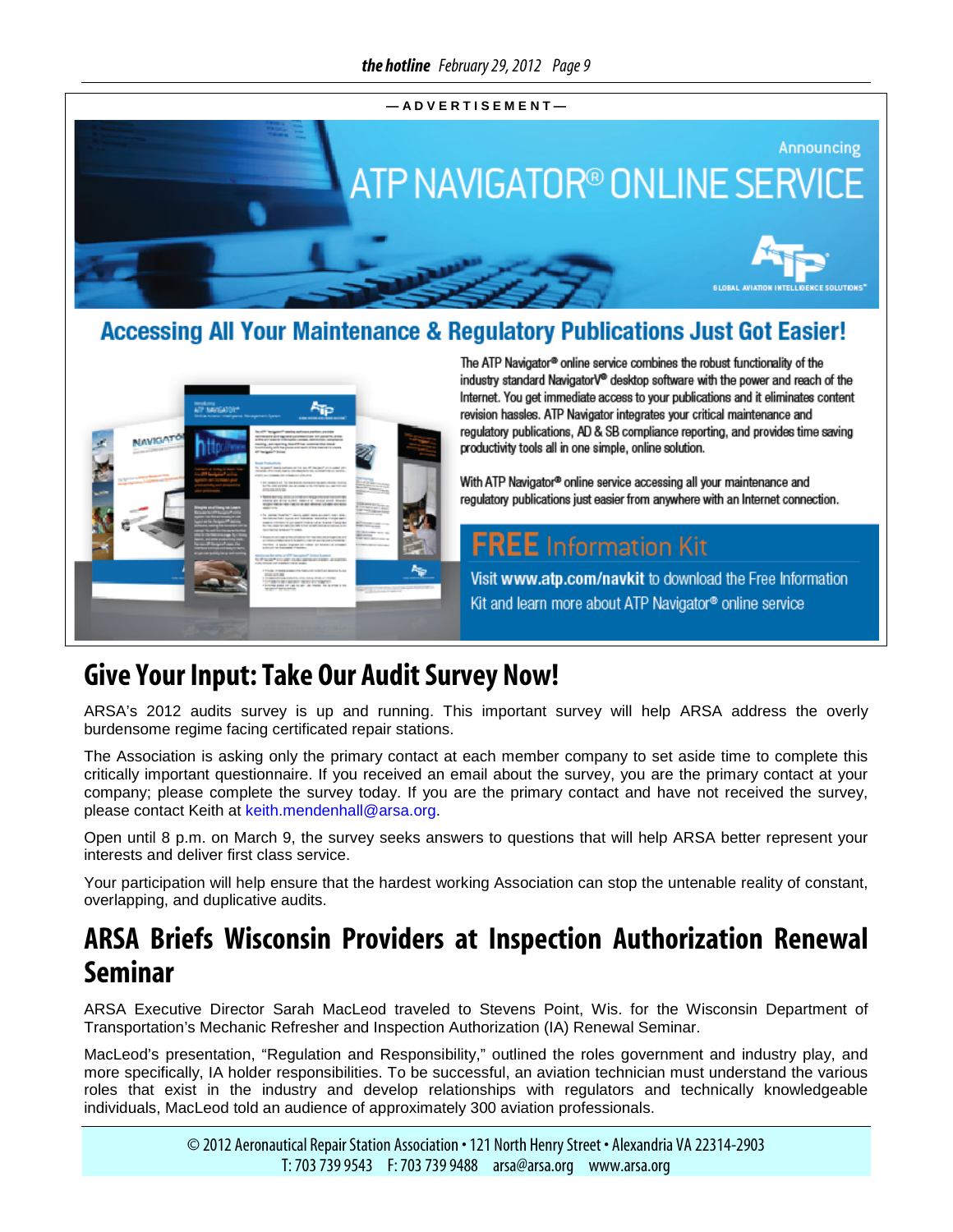—ADVERTISEMENT—

Announcing

# ATP NAVIGATOR® ONLINE SERVICE

GLOBAL AVIATION INTELLIGENCE SOLUTIONS™

## Accessing All Your Maintenance & Regulatory Publications Just Got Easier!

The ATP Navigator® online service combines the robust functionality of the industry standard NavigatorV® desktop software with the power and reach of the Internet. You get immediate access to your publications and it eliminates content revision hassles. ATP Navigator integrates your critical maintenance and regulatory publications, AD & SB compliance reporting, and provides time saving productivity tools all in one simple, online solution.

With ATP Navigator® online service accessing all your maintenance and regulatory publications just easier from anywhere with an Internet connection.

**FREE** Information Kit

Visit **www.atp.com/navkit** to download the Free Information Kit and learn more about ATP Navigator® online service

# Give Your Input: Take Our Audit Survey Now!

ARSA's 2012 audits survey is up and running. This important survey will help ARSA address the overly burdensome regime facing certificated repair stations.

The Association is asking only the primary contact at each member company to set aside time to complete this critically important questionnaire. If you received an email about the survey, you are the primary contact at your company; please complete the survey today. If you are the primary contact and have not received the survey, please contact Keith at keith.mendenhall@arsa.org.

Open until 8 p.m. on March 9, the survey seeks answers to questions that will help ARSA better represent your interests and deliver first class service.

Your participation will help ensure that the hardest working Association can stop the untenable reality of constant, overlapping, and duplicative audits.

# ARSA Briefs Wisconsin Providers at Inspection Authorization Renewal Seminar

ARSA Executive Director Sarah MacLeod traveled to Stevens Point, Wis. for the Wisconsin Department of Transportation's Mechanic Refresher and Inspection Authorization (IA) Renewal Seminar.

MacLeod's presentation, "Regulation and Responsibility," outlined the roles government and industry play, and more specifically, IA holder responsibilities. To be successful, an aviation technician must understand the various roles that exist in the industry and develop relationships with regulators and technically knowledgeable individuals, MacLeod told an audience of approximately 300 aviation professionals.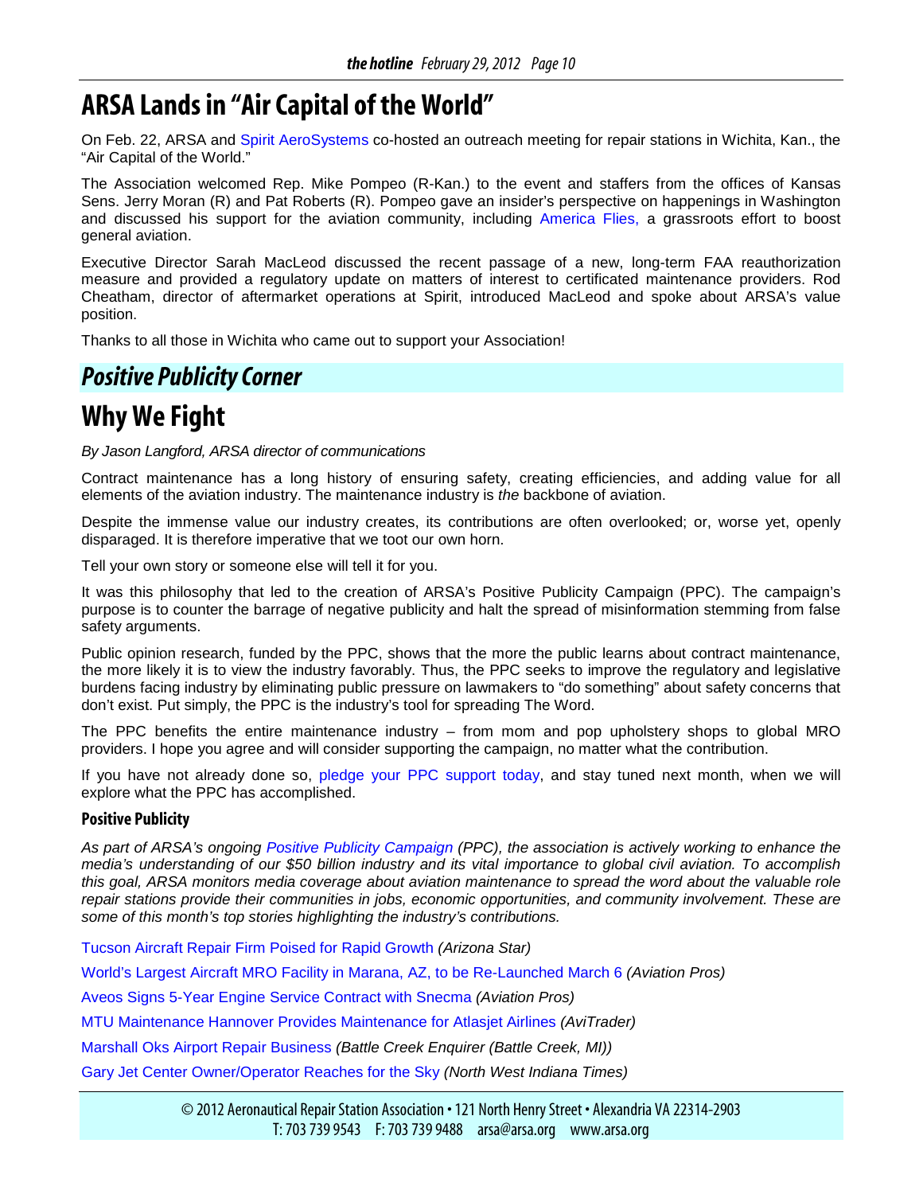# ARSA Lands in "Air Capital of the World"

On Feb. 22, ARSA and Spirit AeroSystems co-hosted an outreach meeting for repair stations in Wichita, Kan., the "Air Capital of the World."

The Association welcomed Rep. Mike Pompeo (R-Kan.) to the event and staffers from the offices of Kansas Sens. Jerry Moran (R) and Pat Roberts (R). Pompeo gave an insider's perspective on happenings in Washington and discussed his support for the aviation community, including America Flies, a grassroots effort to boost general aviation.

Executive Director Sarah MacLeod discussed the recent passage of a new, long-term FAA reauthorization measure and provided a regulatory update on matters of interest to certificated maintenance providers. Rod Cheatham, director of aftermarket operations at Spirit, introduced MacLeod and spoke about ARSA's value position.

Thanks to all those in Wichita who came out to support your Association!

## *Positive Publicity Corner*

# Why We Fight

*By Jason Langford, ARSA director of communications*

Contract maintenance has a long history of ensuring safety, creating efficiencies, and adding value for all elements of the aviation industry. The maintenance industry is *the* backbone of aviation.

Despite the immense value our industry creates, its contributions are often overlooked; or, worse yet, openly disparaged. It is therefore imperative that we toot our own horn.

Tell your own story or someone else will tell it for you.

It was this philosophy that led to the creation of ARSA's Positive Publicity Campaign (PPC). The campaign's purpose is to counter the barrage of negative publicity and halt the spread of misinformation stemming from false safety arguments.

Public opinion research, funded by the PPC, shows that the more the public learns about contract maintenance, the more likely it is to view the industry favorably. Thus, the PPC seeks to improve the regulatory and legislative burdens facing industry by eliminating public pressure on lawmakers to "do something" about safety concerns that don't exist. Put simply, the PPC is the industry's tool for spreading The Word.

The PPC benefits the entire maintenance industry – from mom and pop upholstery shops to global MRO providers. I hope you agree and will consider supporting the campaign, no matter what the contribution.

If you have not already done so, pledge your PPC support today, and stay tuned next month, when we will explore what the PPC has accomplished.

### Positive Publicity

*As part of ARSA's ongoing Positive Publicity Campaign (PPC), the association is actively working to enhance the media's understanding of our $50 billion industry and its vital importance to global civil aviation. To accomplish this goal, ARSA monitors media coverage about aviation maintenance to spread the word about the valuable role repair stations provide their communities in jobs, economic opportunities, and community involvement. These are some of this month's top stories highlighting the industry's contributions.*

Tucson Aircraft Repair Firm Poised for Rapid Growth *(Arizona Star)*

World's Largest Aircraft MRO Facility in Marana, AZ, to be Re-Launched March 6 *(Aviation Pros)*

Aveos Signs 5-Year Engine Service Contract with Snecma *(Aviation Pros)*

MTU Maintenance Hannover Provides Maintenance for Atlasjet Airlines *(AviTrader)*

Marshall Oks Airport Repair Business *(Battle Creek Enquirer (Battle Creek, MI))*

Gary Jet Center Owner/Operator Reaches for the Sky *(North West Indiana Times)*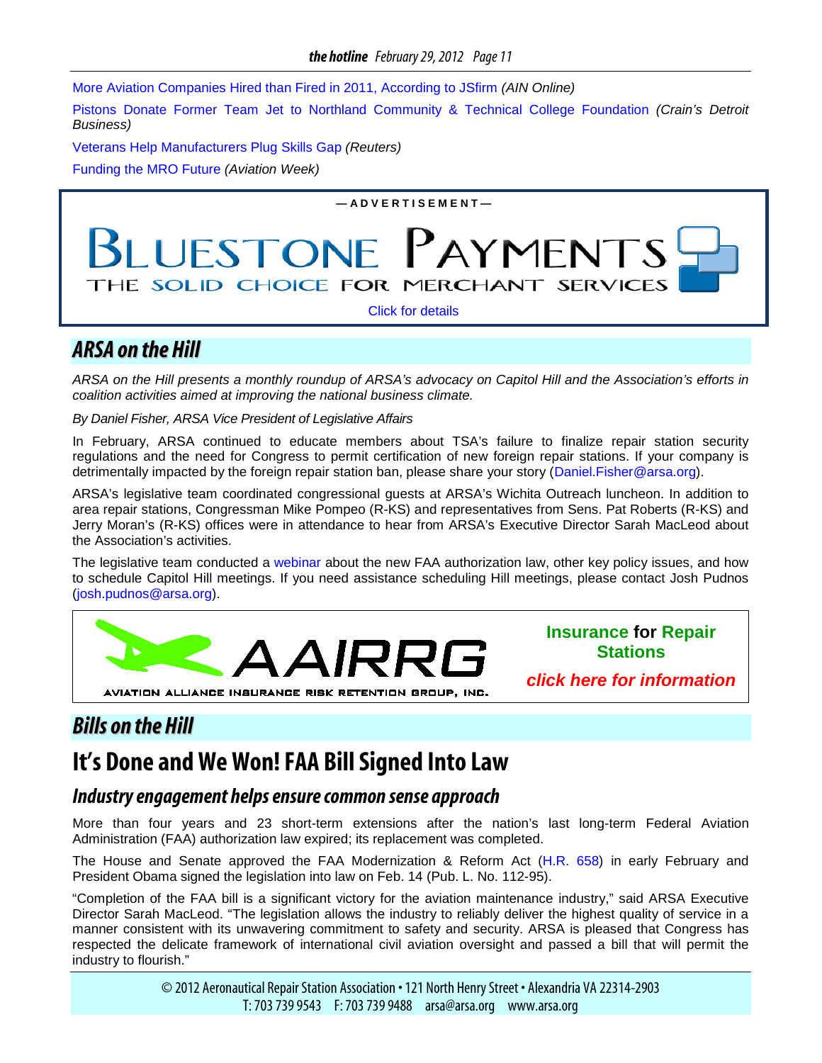More Aviation Companies Hired than Fired in 2011, According to JSfirm *(AIN Online)*

Pistons Donate Former Team Jet to Northland Community & Technical College Foundation *(Crain's Detroit Business)*

Veterans Help Manufacturers Plug Skills Gap *(Reuters)*

Funding the MRO Future *(Aviation Week)*

—ADVERTISEMENT—

BLUESTONE PAYMENTS

THE SOLID CHOICE FOR MERCHANT SERVICES

Click for details

## ARSA on the Hill

*ARSA on the Hill presents a monthly roundup of ARSA's advocacy on Capitol Hill and the Association's efforts in coalition activities aimed at improving the national business climate.*

*By Daniel Fisher, ARSA Vice President of Legislative Affairs*

In February, ARSA continued to educate members about TSA's failure to finalize repair station security regulations and the need for Congress to permit certification of new foreign repair stations. If your company is detrimentally impacted by the foreign repair station ban, please share your story (Daniel.Fisher@arsa.org).

ARSA's legislative team coordinated congressional guests at ARSA's Wichita Outreach luncheon. In addition to area repair stations, Congressman Mike Pompeo (R-KS) and representatives from Sens. Pat Roberts (R-KS) and Jerry Moran's (R-KS) offices were in attendance to hear from ARSA's Executive Director Sarah MacLeod about the Association's activities.

The legislative team conducted a webinar about the new FAA authorization law, other key policy issues, and how to schedule Capitol Hill meetings. If you need assistance scheduling Hill meetings, please contact Josh Pudnos (josh.pudnos@arsa.org).

AAIRRG

AVIATION ALLIANCE INSURANCE RISK RETENTION GROUP, INC.

**Insurance for Repair Stations**

***click here for information***

## Bills on the Hill

# It's Done and We Won! FAA Bill Signed Into Law

### *Industry engagement helps ensure common sense approach*

More than four years and 23 short-term extensions after the nation's last long-term Federal Aviation Administration (FAA) authorization law expired; its replacement was completed.

The House and Senate approved the FAA Modernization & Reform Act (H.R. 658) in early February and President Obama signed the legislation into law on Feb. 14 (Pub. L. No. 112-95).

"Completion of the FAA bill is a significant victory for the aviation maintenance industry," said ARSA Executive Director Sarah MacLeod. "The legislation allows the industry to reliably deliver the highest quality of service in a manner consistent with its unwavering commitment to safety and security. ARSA is pleased that Congress has respected the delicate framework of international civil aviation oversight and passed a bill that will permit the industry to flourish."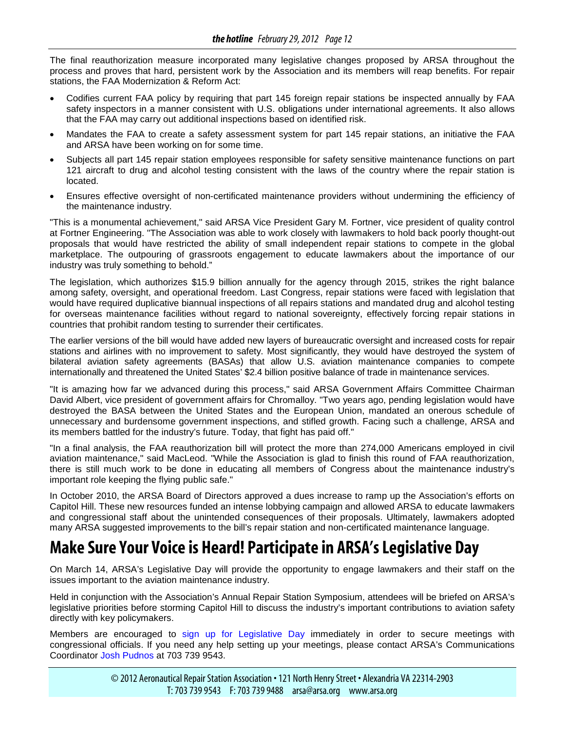The final reauthorization measure incorporated many legislative changes proposed by ARSA throughout the process and proves that hard, persistent work by the Association and its members will reap benefits. For repair stations, the FAA Modernization & Reform Act:

- Codifies current FAA policy by requiring that part 145 foreign repair stations be inspected annually by FAA safety inspectors in a manner consistent with U.S. obligations under international agreements. It also allows that the FAA may carry out additional inspections based on identified risk.
- Mandates the FAA to create a safety assessment system for part 145 repair stations, an initiative the FAA and ARSA have been working on for some time.
- Subjects all part 145 repair station employees responsible for safety sensitive maintenance functions on part 121 aircraft to drug and alcohol testing consistent with the laws of the country where the repair station is located.
- Ensures effective oversight of non-certificated maintenance providers without undermining the efficiency of the maintenance industry.

"This is a monumental achievement," said ARSA Vice President Gary M. Fortner, vice president of quality control at Fortner Engineering. "The Association was able to work closely with lawmakers to hold back poorly thought-out proposals that would have restricted the ability of small independent repair stations to compete in the global marketplace. The outpouring of grassroots engagement to educate lawmakers about the importance of our industry was truly something to behold."

The legislation, which authorizes $15.9 billion annually for the agency through 2015, strikes the right balance among safety, oversight, and operational freedom. Last Congress, repair stations were faced with legislation that would have required duplicative biannual inspections of all repairs stations and mandated drug and alcohol testing for overseas maintenance facilities without regard to national sovereignty, effectively forcing repair stations in countries that prohibit random testing to surrender their certificates.

The earlier versions of the bill would have added new layers of bureaucratic oversight and increased costs for repair stations and airlines with no improvement to safety. Most significantly, they would have destroyed the system of bilateral aviation safety agreements (BASAs) that allow U.S. aviation maintenance companies to compete internationally and threatened the United States' $2.4 billion positive balance of trade in maintenance services.

"It is amazing how far we advanced during this process," said ARSA Government Affairs Committee Chairman David Albert, vice president of government affairs for Chromalloy. "Two years ago, pending legislation would have destroyed the BASA between the United States and the European Union, mandated an onerous schedule of unnecessary and burdensome government inspections, and stifled growth. Facing such a challenge, ARSA and its members battled for the industry's future. Today, that fight has paid off."

"In a final analysis, the FAA reauthorization bill will protect the more than 274,000 Americans employed in civil aviation maintenance," said MacLeod. "While the Association is glad to finish this round of FAA reauthorization, there is still much work to be done in educating all members of Congress about the maintenance industry's important role keeping the flying public safe."

In October 2010, the ARSA Board of Directors approved a dues increase to ramp up the Association's efforts on Capitol Hill. These new resources funded an intense lobbying campaign and allowed ARSA to educate lawmakers and congressional staff about the unintended consequences of their proposals. Ultimately, lawmakers adopted many ARSA suggested improvements to the bill's repair station and non-certificated maintenance language.

# Make Sure Your Voice is Heard! Participate in ARSA's Legislative Day

On March 14, ARSA's Legislative Day will provide the opportunity to engage lawmakers and their staff on the issues important to the aviation maintenance industry.

Held in conjunction with the Association's Annual Repair Station Symposium, attendees will be briefed on ARSA's legislative priorities before storming Capitol Hill to discuss the industry's important contributions to aviation safety directly with key policymakers.

Members are encouraged to sign up for Legislative Day immediately in order to secure meetings with congressional officials. If you need any help setting up your meetings, please contact ARSA's Communications Coordinator Josh Pudnos at 703 739 9543.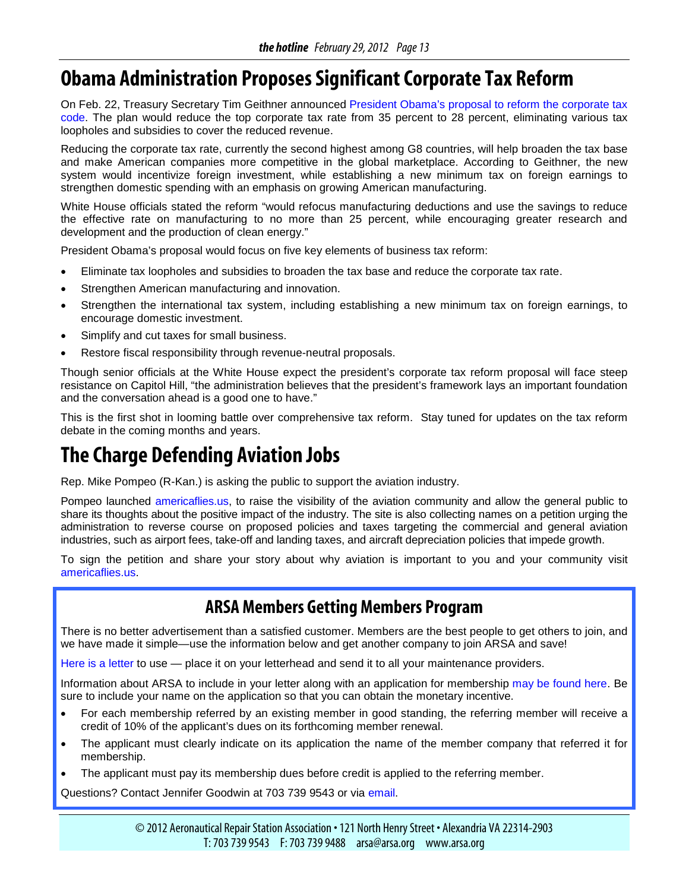# Obama Administration Proposes Significant Corporate Tax Reform

On Feb. 22, Treasury Secretary Tim Geithner announced President Obama's proposal to reform the corporate tax code. The plan would reduce the top corporate tax rate from 35 percent to 28 percent, eliminating various tax loopholes and subsidies to cover the reduced revenue.

Reducing the corporate tax rate, currently the second highest among G8 countries, will help broaden the tax base and make American companies more competitive in the global marketplace. According to Geithner, the new system would incentivize foreign investment, while establishing a new minimum tax on foreign earnings to strengthen domestic spending with an emphasis on growing American manufacturing.

White House officials stated the reform "would refocus manufacturing deductions and use the savings to reduce the effective rate on manufacturing to no more than 25 percent, while encouraging greater research and development and the production of clean energy."

President Obama's proposal would focus on five key elements of business tax reform:

- Eliminate tax loopholes and subsidies to broaden the tax base and reduce the corporate tax rate.
- Strengthen American manufacturing and innovation.
- Strengthen the international tax system, including establishing a new minimum tax on foreign earnings, to encourage domestic investment.
- Simplify and cut taxes for small business.
- Restore fiscal responsibility through revenue-neutral proposals.

Though senior officials at the White House expect the president's corporate tax reform proposal will face steep resistance on Capitol Hill, "the administration believes that the president's framework lays an important foundation and the conversation ahead is a good one to have."

This is the first shot in looming battle over comprehensive tax reform. Stay tuned for updates on the tax reform debate in the coming months and years.

# The Charge Defending Aviation Jobs

Rep. Mike Pompeo (R-Kan.) is asking the public to support the aviation industry.

Pompeo launched americaflies.us, to raise the visibility of the aviation community and allow the general public to share its thoughts about the positive impact of the industry. The site is also collecting names on a petition urging the administration to reverse course on proposed policies and taxes targeting the commercial and general aviation industries, such as airport fees, take-off and landing taxes, and aircraft depreciation policies that impede growth.

To sign the petition and share your story about why aviation is important to you and your community visit americaflies.us.

## ARSA Members Getting Members Program

There is no better advertisement than a satisfied customer. Members are the best people to get others to join, and we have made it simple—use the information below and get another company to join ARSA and save!

Here is a letter to use — place it on your letterhead and send it to all your maintenance providers.

Information about ARSA to include in your letter along with an application for membership may be found here. Be sure to include your name on the application so that you can obtain the monetary incentive.

- For each membership referred by an existing member in good standing, the referring member will receive a credit of 10% of the applicant's dues on its forthcoming member renewal.
- The applicant must clearly indicate on its application the name of the member company that referred it for membership.
- The applicant must pay its membership dues before credit is applied to the referring member.

Questions? Contact Jennifer Goodwin at 703 739 9543 or via email.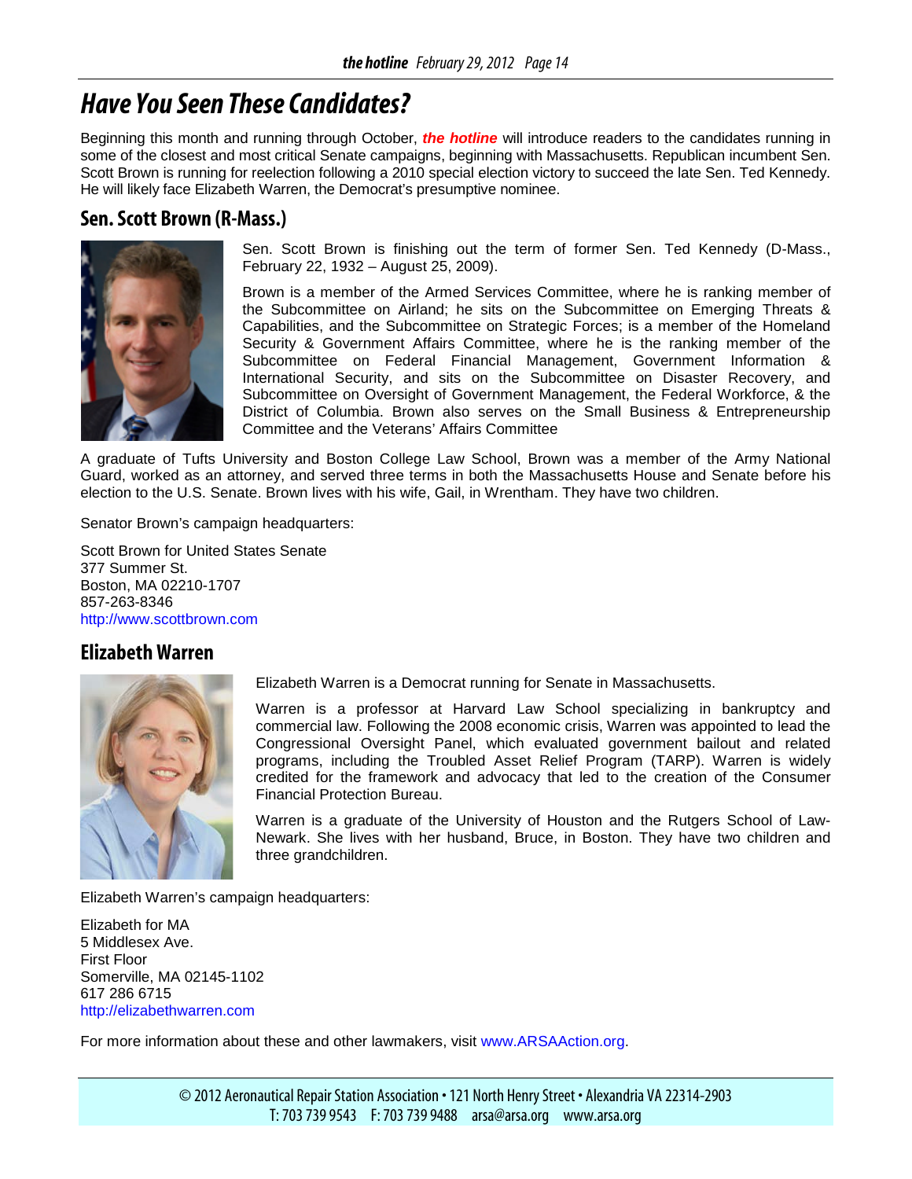# Have You Seen These Candidates?

Beginning this month and running through October, ***the hotline*** will introduce readers to the candidates running in some of the closest and most critical Senate campaigns, beginning with Massachusetts. Republican incumbent Sen. Scott Brown is running for reelection following a 2010 special election victory to succeed the late Sen. Ted Kennedy. He will likely face Elizabeth Warren, the Democrat's presumptive nominee.

## Sen. Scott Brown (R-Mass.)

Sen. Scott Brown is finishing out the term of former Sen. Ted Kennedy (D-Mass., February 22, 1932 – August 25, 2009).

Brown is a member of the Armed Services Committee, where he is ranking member of the Subcommittee on Airland; he sits on the Subcommittee on Emerging Threats & Capabilities, and the Subcommittee on Strategic Forces; is a member of the Homeland Security & Government Affairs Committee, where he is the ranking member of the Subcommittee on Federal Financial Management, Government Information & International Security, and sits on the Subcommittee on Disaster Recovery, and Subcommittee on Oversight of Government Management, the Federal Workforce, & the District of Columbia. Brown also serves on the Small Business & Entrepreneurship Committee and the Veterans' Affairs Committee

A graduate of Tufts University and Boston College Law School, Brown was a member of the Army National Guard, worked as an attorney, and served three terms in both the Massachusetts House and Senate before his election to the U.S. Senate. Brown lives with his wife, Gail, in Wrentham. They have two children.

Senator Brown's campaign headquarters:

Scott Brown for United States Senate
377 Summer St.
Boston, MA 02210-1707
857-263-8346
http://www.scottbrown.com

## Elizabeth Warren

Elizabeth Warren is a Democrat running for Senate in Massachusetts.

Warren is a professor at Harvard Law School specializing in bankruptcy and commercial law. Following the 2008 economic crisis, Warren was appointed to lead the Congressional Oversight Panel, which evaluated government bailout and related programs, including the Troubled Asset Relief Program (TARP). Warren is widely credited for the framework and advocacy that led to the creation of the Consumer Financial Protection Bureau.

Warren is a graduate of the University of Houston and the Rutgers School of Law-Newark. She lives with her husband, Bruce, in Boston. They have two children and three grandchildren.

Elizabeth Warren's campaign headquarters:

Elizabeth for MA
5 Middlesex Ave.
First Floor
Somerville, MA 02145-1102
617 286 6715
http://elizabethwarren.com

For more information about these and other lawmakers, visit www.ARSAAction.org.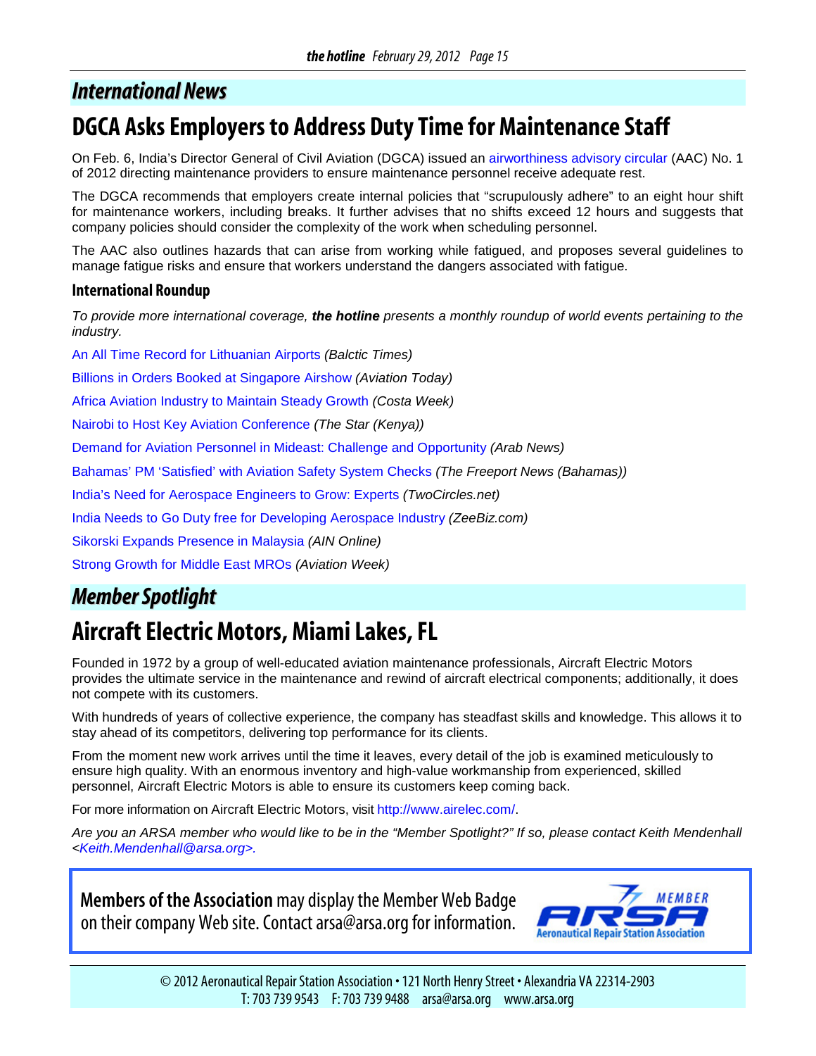## *International News*

# DGCA Asks Employers to Address Duty Time for Maintenance Staff

On Feb. 6, India's Director General of Civil Aviation (DGCA) issued an airworthiness advisory circular (AAC) No. 1 of 2012 directing maintenance providers to ensure maintenance personnel receive adequate rest.

The DGCA recommends that employers create internal policies that "scrupulously adhere" to an eight hour shift for maintenance workers, including breaks. It further advises that no shifts exceed 12 hours and suggests that company policies should consider the complexity of the work when scheduling personnel.

The AAC also outlines hazards that can arise from working while fatigued, and proposes several guidelines to manage fatigue risks and ensure that workers understand the dangers associated with fatigue.

### International Roundup

*To provide more international coverage,* ***the hotline*** *presents a monthly roundup of world events pertaining to the industry.*

An All Time Record for Lithuanian Airports *(Balctic Times)*

Billions in Orders Booked at Singapore Airshow *(Aviation Today)*

Africa Aviation Industry to Maintain Steady Growth *(Costa Week)*

Nairobi to Host Key Aviation Conference *(The Star (Kenya))*

Demand for Aviation Personnel in Mideast: Challenge and Opportunity *(Arab News)*

Bahamas' PM 'Satisfied' with Aviation Safety System Checks *(The Freeport News (Bahamas))*

India's Need for Aerospace Engineers to Grow: Experts *(TwoCircles.net)*

India Needs to Go Duty free for Developing Aerospace Industry *(ZeeBiz.com)*

Sikorski Expands Presence in Malaysia *(AIN Online)*

Strong Growth for Middle East MROs *(Aviation Week)*

## *Member Spotlight*

# Aircraft Electric Motors, Miami Lakes, FL

Founded in 1972 by a group of well-educated aviation maintenance professionals, Aircraft Electric Motors provides the ultimate service in the maintenance and rewind of aircraft electrical components; additionally, it does not compete with its customers.

With hundreds of years of collective experience, the company has steadfast skills and knowledge. This allows it to stay ahead of its competitors, delivering top performance for its clients.

From the moment new work arrives until the time it leaves, every detail of the job is examined meticulously to ensure high quality. With an enormous inventory and high-value workmanship from experienced, skilled personnel, Aircraft Electric Motors is able to ensure its customers keep coming back.

For more information on Aircraft Electric Motors, visit http://www.airelec.com/.

*Are you an ARSA member who would like to be in the "Member Spotlight?" If so, please contact Keith Mendenhall <Keith.Mendenhall@arsa.org>.*

**Members of the Association** may display the Member Web Badge on their company Web site. Contact arsa@arsa.org for information.

MEMBER ARSA Aeronautical Repair Station Association

© 2012 Aeronautical Repair Station Association • 121 North Henry Street • Alexandria VA 22314-2903
T: 703 739 9543 F: 703 739 9488 arsa@arsa.org www.arsa.org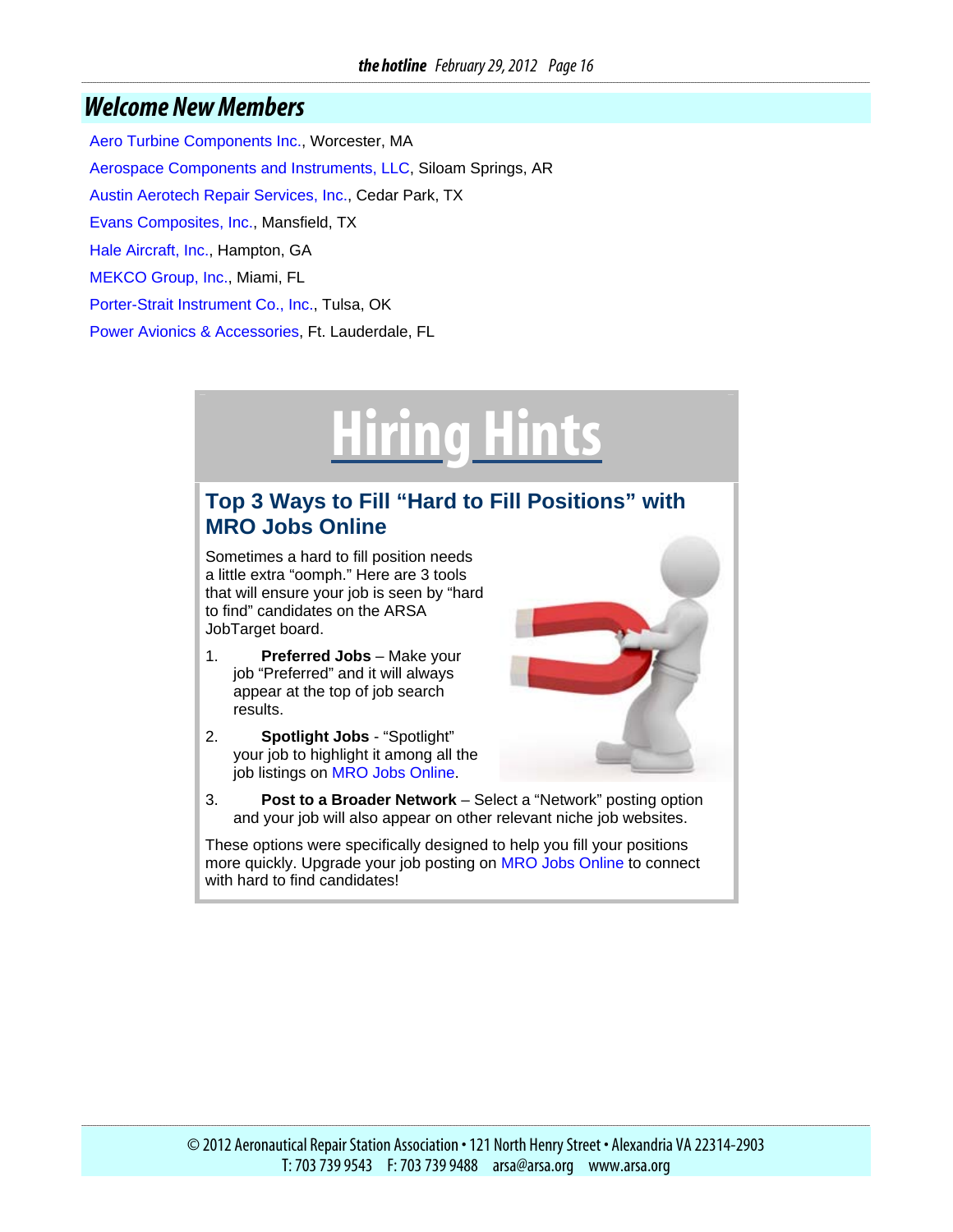## Welcome New Members

Aero Turbine Components Inc., Worcester, MA

Aerospace Components and Instruments, LLC, Siloam Springs, AR

Austin Aerotech Repair Services, Inc., Cedar Park, TX

Evans Composites, Inc., Mansfield, TX

Hale Aircraft, Inc., Hampton, GA

MEKCO Group, Inc., Miami, FL

Porter-Strait Instrument Co., Inc., Tulsa, OK

Power Avionics & Accessories, Ft. Lauderdale, FL

# Hiring Hints

### Top 3 Ways to Fill "Hard to Fill Positions" with MRO Jobs Online

Sometimes a hard to fill position needs a little extra "oomph." Here are 3 tools that will ensure your job is seen by "hard to find" candidates on the ARSA JobTarget board.

1. **Preferred Jobs** – Make your job "Preferred" and it will always appear at the top of job search results.
2. **Spotlight Jobs** - "Spotlight" your job to highlight it among all the job listings on MRO Jobs Online.
3. **Post to a Broader Network** – Select a "Network" posting option and your job will also appear on other relevant niche job websites.

These options were specifically designed to help you fill your positions more quickly. Upgrade your job posting on MRO Jobs Online to connect with hard to find candidates!

© 2012 Aeronautical Repair Station Association • 121 North Henry Street • Alexandria VA 22314-2903
T: 703 739 9543 F: 703 739 9488 arsa@arsa.org www.arsa.org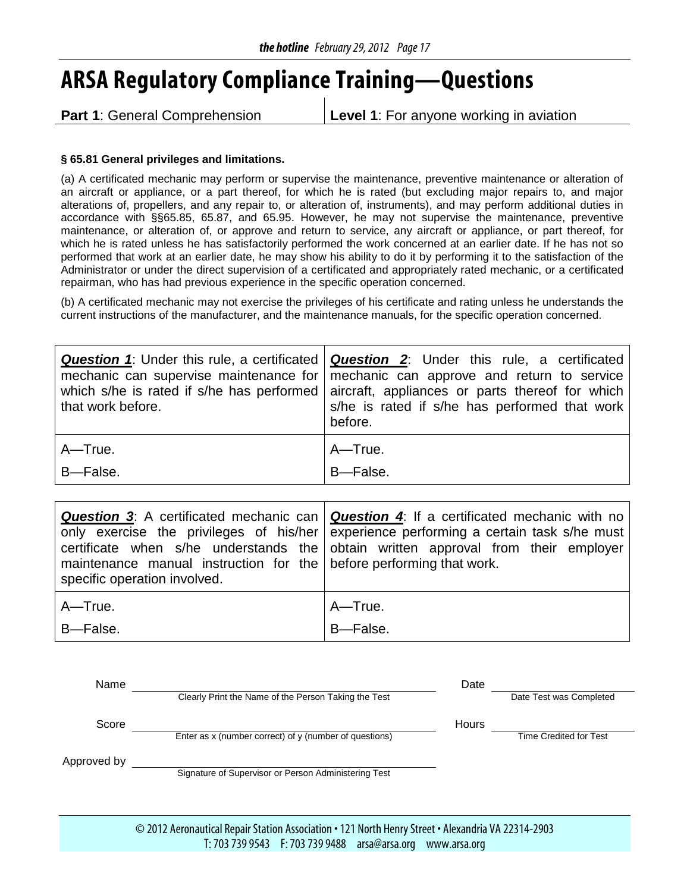# ARSA Regulatory Compliance Training—Questions

| **Part 1**: General Comprehension | **Level 1**: For anyone working in aviation |
|---|---|

**§ 65.81 General privileges and limitations.**

(a) A certificated mechanic may perform or supervise the maintenance, preventive maintenance or alteration of an aircraft or appliance, or a part thereof, for which he is rated (but excluding major repairs to, and major alterations of, propellers, and any repair to, or alteration of, instruments), and may perform additional duties in accordance with §§65.85, 65.87, and 65.95. However, he may not supervise the maintenance, preventive maintenance, or alteration of, or approve and return to service, any aircraft or appliance, or part thereof, for which he is rated unless he has satisfactorily performed the work concerned at an earlier date. If he has not so performed that work at an earlier date, he may show his ability to do it by performing it to the satisfaction of the Administrator or under the direct supervision of a certificated and appropriately rated mechanic, or a certificated repairman, who has had previous experience in the specific operation concerned.

(b) A certificated mechanic may not exercise the privileges of his certificate and rating unless he understands the current instructions of the manufacturer, and the maintenance manuals, for the specific operation concerned.

| ***Question 1***: Under this rule, a certificated mechanic can supervise maintenance for which s/he is rated if s/he has performed that work before. | ***Question 2***: Under this rule, a certificated mechanic can approve and return to service aircraft, appliances or parts thereof for which s/he is rated if s/he has performed that work before. |
|---|---|
| A—True.<br>B—False. | A—True.<br>B—False. |

| ***Question 3***: A certificated mechanic can only exercise the privileges of his/her certificate when s/he understands the maintenance manual instruction for the specific operation involved. | ***Question 4***: If a certificated mechanic with no experience performing a certain task s/he must obtain written approval from their employer before performing that work. |
|---|---|
| A—True.<br>B—False. | A—True.<br>B—False. |

Name ______________________________ Date ______________
Clearly Print the Name of the Person Taking the Test — Date Test was Completed

Score ______________________________ Hours ______________
Enter as x (number correct) of y (number of questions) — Time Credited for Test

Approved by ______________________________
Signature of Supervisor or Person Administering Test

© 2012 Aeronautical Repair Station Association • 121 North Henry Street • Alexandria VA 22314-2903
T: 703 739 9543 F: 703 739 9488 arsa@arsa.org www.arsa.org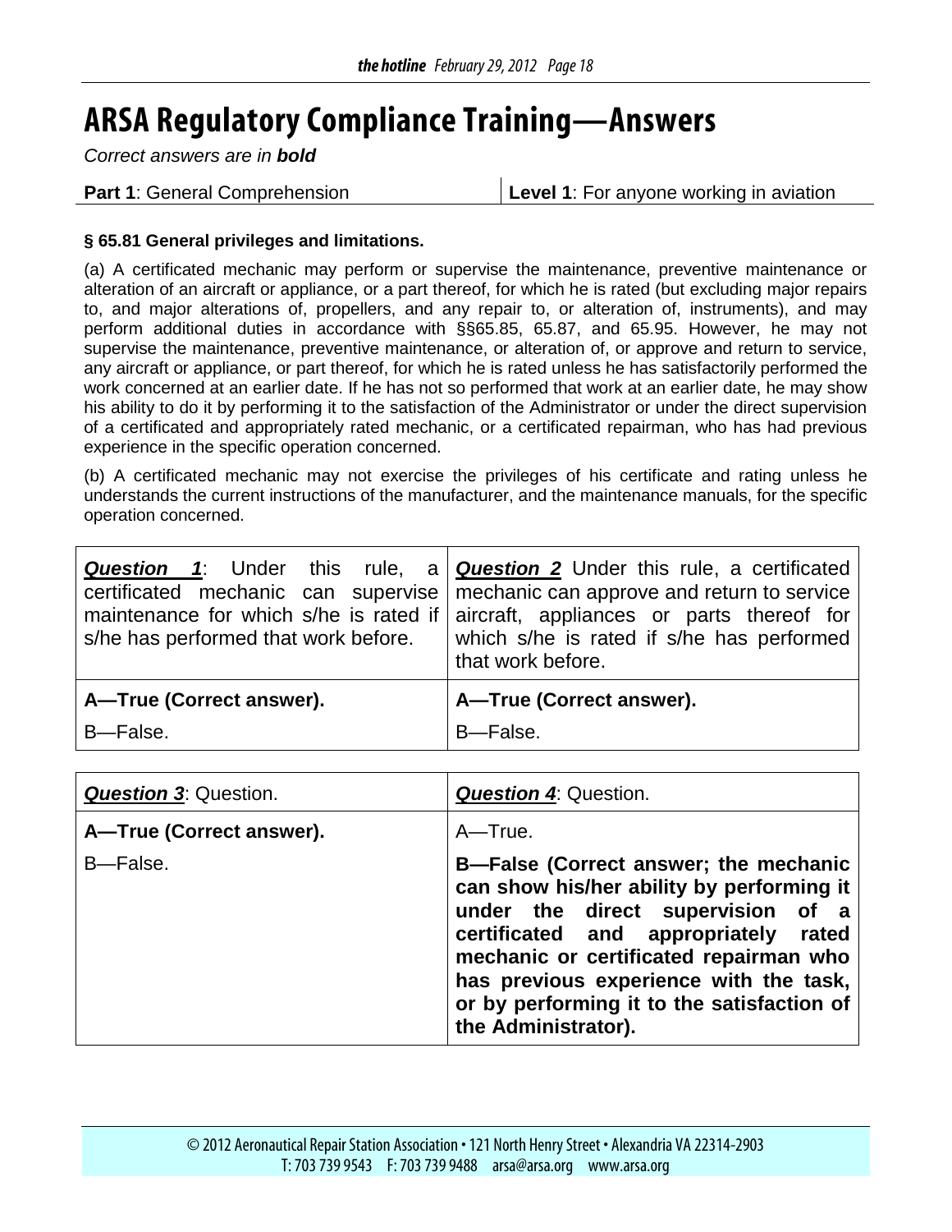# ARSA Regulatory Compliance Training—Answers

*Correct answers are in* ***bold***

| **Part 1**: General Comprehension | **Level 1**: For anyone working in aviation |
|---|---|

**§ 65.81 General privileges and limitations.**

(a) A certificated mechanic may perform or supervise the maintenance, preventive maintenance or alteration of an aircraft or appliance, or a part thereof, for which he is rated (but excluding major repairs to, and major alterations of, propellers, and any repair to, or alteration of, instruments), and may perform additional duties in accordance with §§65.85, 65.87, and 65.95. However, he may not supervise the maintenance, preventive maintenance, or alteration of, or approve and return to service, any aircraft or appliance, or part thereof, for which he is rated unless he has satisfactorily performed the work concerned at an earlier date. If he has not so performed that work at an earlier date, he may show his ability to do it by performing it to the satisfaction of the Administrator or under the direct supervision of a certificated and appropriately rated mechanic, or a certificated repairman, who has had previous experience in the specific operation concerned.

(b) A certificated mechanic may not exercise the privileges of his certificate and rating unless he understands the current instructions of the manufacturer, and the maintenance manuals, for the specific operation concerned.

| ***Question 1***: Under this rule, a certificated mechanic can supervise maintenance for which s/he is rated if s/he has performed that work before. | ***Question 2*** Under this rule, a certificated mechanic can approve and return to service aircraft, appliances or parts thereof for which s/he is rated if s/he has performed that work before. |
|---|---|
| **A—True (Correct answer).** | **A—True (Correct answer).** |
| B—False. | B—False. |

| ***Question 3***: Question. | ***Question 4***: Question. |
|---|---|
| **A—True (Correct answer).** | A—True. |
| B—False. | **B—False (Correct answer; the mechanic can show his/her ability by performing it under the direct supervision of a certificated and appropriately rated mechanic or certificated repairman who has previous experience with the task, or by performing it to the satisfaction of the Administrator).** |

© 2012 Aeronautical Repair Station Association • 121 North Henry Street • Alexandria VA 22314-2903
T: 703 739 9543 F: 703 739 9488 arsa@arsa.org www.arsa.org